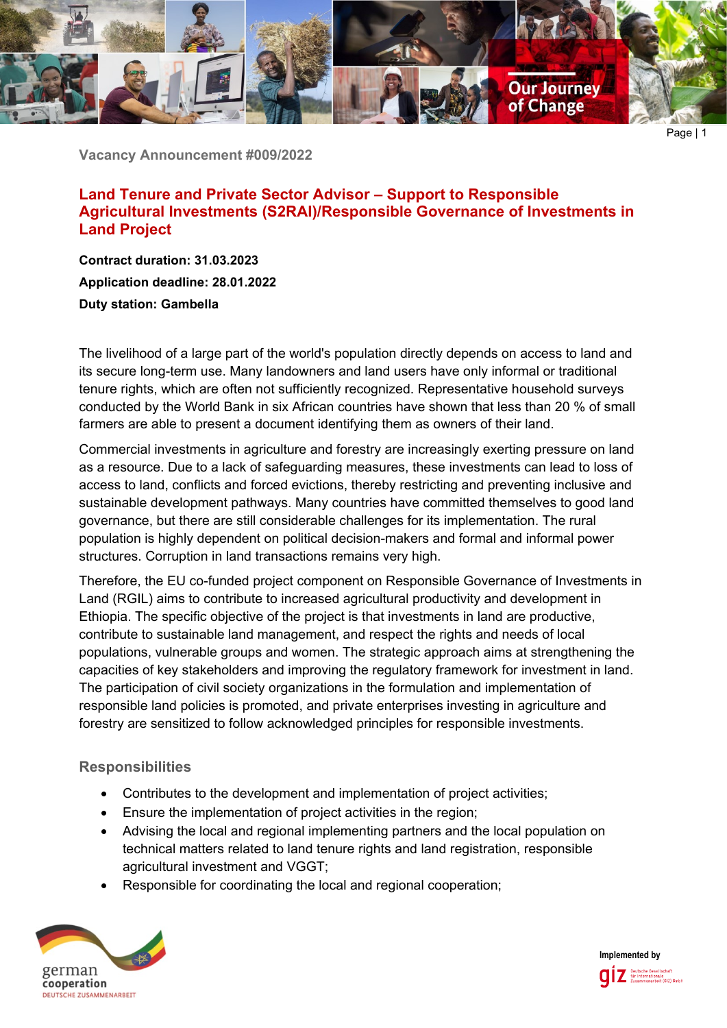Vacancy Announcement #009/2022

# Land Tenure and Private Sector Advisor – Support to Responsible Agricultural Investments (S2RAI)/Responsible Governance of Investments in Land Project

**Contract duration: 31.03.2023**

**Application deadline: 28.01.2022**

**Duty station: Gambella**

The livelihood of a large part of the world's population directly depends on access to land and its secure long-term use. Many landowners and land users have only informal or traditional tenure rights, which are often not sufficiently recognized. Representative household surveys conducted by the World Bank in six African countries have shown that less than 20 % of small farmers are able to present a document identifying them as owners of their land.

Commercial investments in agriculture and forestry are increasingly exerting pressure on land as a resource. Due to a lack of safeguarding measures, these investments can lead to loss of access to land, conflicts and forced evictions, thereby restricting and preventing inclusive and sustainable development pathways. Many countries have committed themselves to good land governance, but there are still considerable challenges for its implementation. The rural population is highly dependent on political decision-makers and formal and informal power structures. Corruption in land transactions remains very high.

Therefore, the EU co-funded project component on Responsible Governance of Investments in Land (RGIL) aims to contribute to increased agricultural productivity and development in Ethiopia. The specific objective of the project is that investments in land are productive, contribute to sustainable land management, and respect the rights and needs of local populations, vulnerable groups and women. The strategic approach aims at strengthening the capacities of key stakeholders and improving the regulatory framework for investment in land. The participation of civil society organizations in the formulation and implementation of responsible land policies is promoted, and private enterprises investing in agriculture and forestry are sensitized to follow acknowledged principles for responsible investments.

## Responsibilities

- Contributes to the development and implementation of project activities;
- Ensure the implementation of project activities in the region;
- Advising the local and regional implementing partners and the local population on technical matters related to land tenure rights and land registration, responsible agricultural investment and VGGT;
- Responsible for coordinating the local and regional cooperation;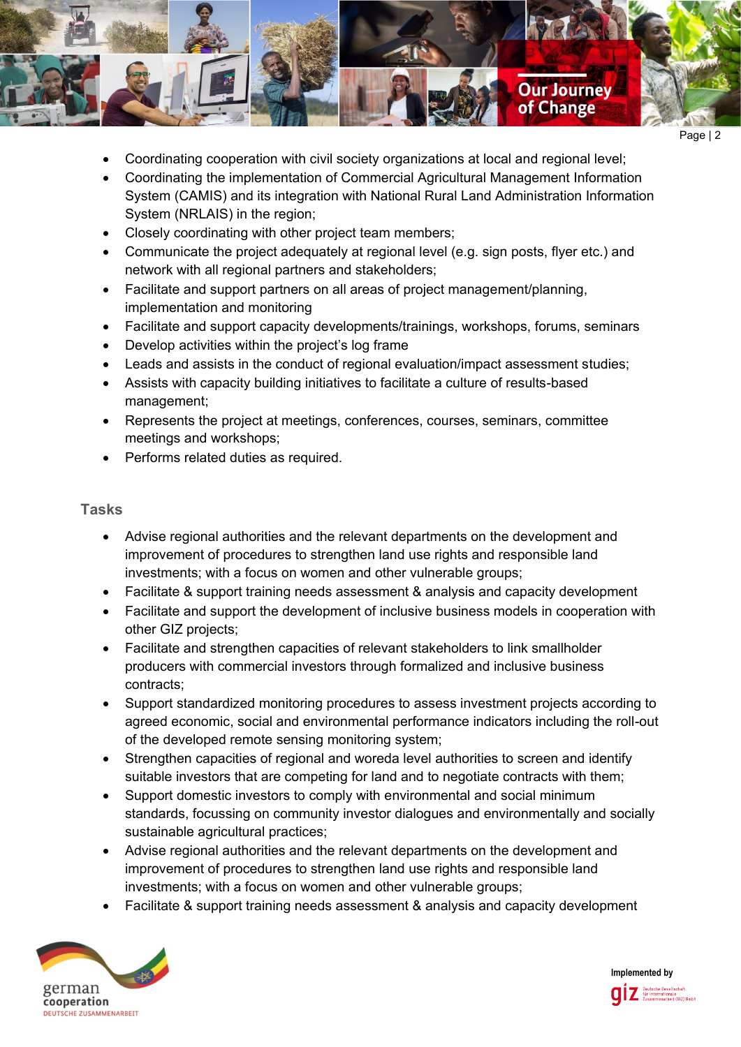- Coordinating cooperation with civil society organizations at local and regional level;
- Coordinating the implementation of Commercial Agricultural Management Information System (CAMIS) and its integration with National Rural Land Administration Information System (NRLAIS) in the region;
- Closely coordinating with other project team members;
- Communicate the project adequately at regional level (e.g. sign posts, flyer etc.) and network with all regional partners and stakeholders;
- Facilitate and support partners on all areas of project management/planning, implementation and monitoring
- Facilitate and support capacity developments/trainings, workshops, forums, seminars
- Develop activities within the project's log frame
- Leads and assists in the conduct of regional evaluation/impact assessment studies;
- Assists with capacity building initiatives to facilitate a culture of results-based management;
- Represents the project at meetings, conferences, courses, seminars, committee meetings and workshops;
- Performs related duties as required.

## Tasks

- Advise regional authorities and the relevant departments on the development and improvement of procedures to strengthen land use rights and responsible land investments; with a focus on women and other vulnerable groups;
- Facilitate & support training needs assessment & analysis and capacity development
- Facilitate and support the development of inclusive business models in cooperation with other GIZ projects;
- Facilitate and strengthen capacities of relevant stakeholders to link smallholder producers with commercial investors through formalized and inclusive business contracts;
- Support standardized monitoring procedures to assess investment projects according to agreed economic, social and environmental performance indicators including the roll-out of the developed remote sensing monitoring system;
- Strengthen capacities of regional and woreda level authorities to screen and identify suitable investors that are competing for land and to negotiate contracts with them;
- Support domestic investors to comply with environmental and social minimum standards, focussing on community investor dialogues and environmentally and socially sustainable agricultural practices;
- Advise regional authorities and the relevant departments on the development and improvement of procedures to strengthen land use rights and responsible land investments; with a focus on women and other vulnerable groups;
- Facilitate & support training needs assessment & analysis and capacity development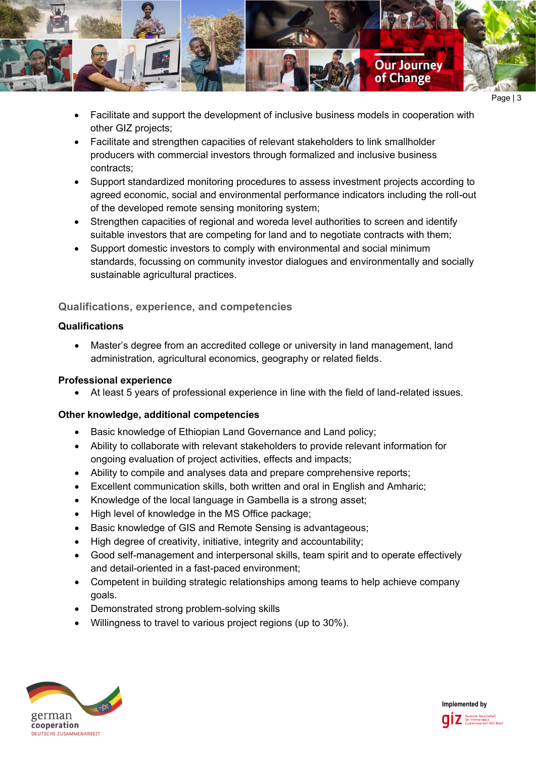- Facilitate and support the development of inclusive business models in cooperation with other GIZ projects;
- Facilitate and strengthen capacities of relevant stakeholders to link smallholder producers with commercial investors through formalized and inclusive business contracts;
- Support standardized monitoring procedures to assess investment projects according to agreed economic, social and environmental performance indicators including the roll-out of the developed remote sensing monitoring system;
- Strengthen capacities of regional and woreda level authorities to screen and identify suitable investors that are competing for land and to negotiate contracts with them;
- Support domestic investors to comply with environmental and social minimum standards, focussing on community investor dialogues and environmentally and socially sustainable agricultural practices.

## Qualifications, experience, and competencies

### Qualifications

- Master's degree from an accredited college or university in land management, land administration, agricultural economics, geography or related fields.

### Professional experience

- At least 5 years of professional experience in line with the field of land-related issues.

### Other knowledge, additional competencies

- Basic knowledge of Ethiopian Land Governance and Land policy;
- Ability to collaborate with relevant stakeholders to provide relevant information for ongoing evaluation of project activities, effects and impacts;
- Ability to compile and analyses data and prepare comprehensive reports;
- Excellent communication skills, both written and oral in English and Amharic;
- Knowledge of the local language in Gambella is a strong asset;
- High level of knowledge in the MS Office package;
- Basic knowledge of GIS and Remote Sensing is advantageous;
- High degree of creativity, initiative, integrity and accountability;
- Good self-management and interpersonal skills, team spirit and to operate effectively and detail-oriented in a fast-paced environment;
- Competent in building strategic relationships among teams to help achieve company goals.
- Demonstrated strong problem-solving skills
- Willingness to travel to various project regions (up to 30%).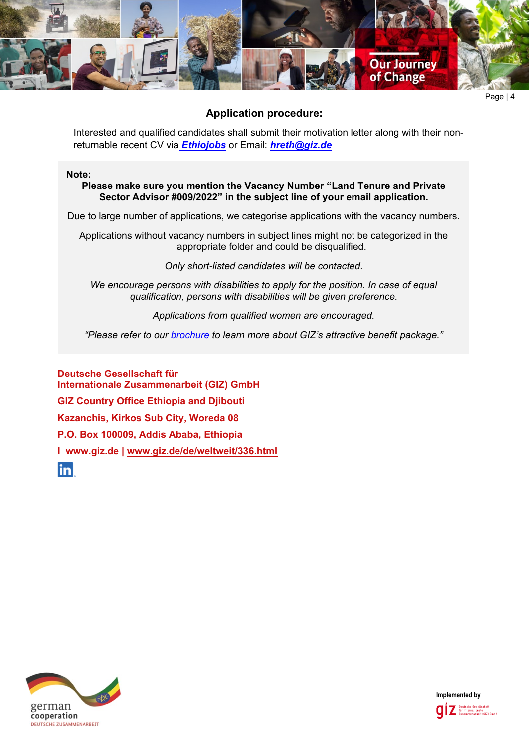## Application procedure:

Interested and qualified candidates shall submit their motivation letter along with their non-returnable recent CV via ***Ethiojobs*** or Email: ***hreth@giz.de***

**Note:**

**Please make sure you mention the Vacancy Number "Land Tenure and Private Sector Advisor #009/2022" in the subject line of your email application.**

Due to large number of applications, we categorise applications with the vacancy numbers.

Applications without vacancy numbers in subject lines might not be categorized in the appropriate folder and could be disqualified.

*Only short-listed candidates will be contacted.*

*We encourage persons with disabilities to apply for the position. In case of equal qualification, persons with disabilities will be given preference.*

*Applications from qualified women are encouraged.*

*"Please refer to our brochure to learn more about GIZ's attractive benefit package."*

**Deutsche Gesellschaft für Internationale Zusammenarbeit (GIZ) GmbH**

**GIZ Country Office Ethiopia and Djibouti**

**Kazanchis, Kirkos Sub City, Woreda 08**

**P.O. Box 100009, Addis Ababa, Ethiopia**

**I www.giz.de | www.giz.de/de/weltweit/336.html**

german cooperation
DEUTSCHE ZUSAMMENARBEIT

Implemented by
giz Deutsche Gesellschaft für Internationale Zusammenarbeit (GIZ) GmbH